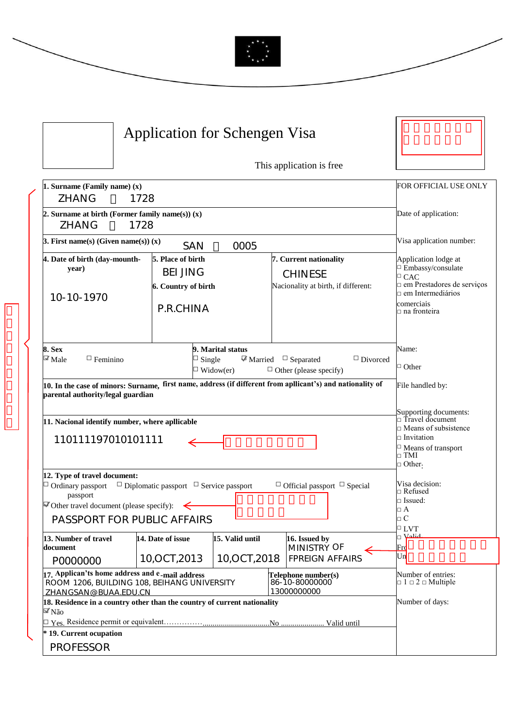# Application for Schengen Visa

This application is free

□□□□□□□
□□□□□□

| | FOR OFFICIAL USE ONLY |
|---|---|
| **1. Surname (Family name) (x)** ZHANG □ 1728 | |
| **2. Surname at birth (Former family name(s)) (x)** ZHANG □ 1728 | Date of application: |
| **3. First name(s) (Given name(s)) (x)** SAN □ 0005 | Visa application number: |
| **4. Date of birth (day-mounth-year)** 10-10-1970 / **5. Place of birth** BEIJING / **6. Country of birth** P.R.CHINA / **7. Current nationality** CHINESE; Nacionality at birth, if different: | Application lodge at □ Embassy/consulate □ CAC □ em Prestadores de serviços □ em Intermediários comerciais □ na fronteira |
| **8. Sex** ☑ Male □ Feminino / **9. Marital status** □ Single ☑ Married □ Separated □ Divorced □ Widow(er) □ Other (please specify) | Name: □ Other |
| **10. In the case of minors: Surname, first name, address (if different from applicant's) and nationality of parental authority/legal guardian** | File handled by: |
| **11. Nacional identify number, where apllicable** 110111197010101111 ← □□□□□□□□ | Supporting documents: □ Travel document □ Means of subsistence □ Invitation □ Means of transport □ TMI □ Other: |
| **12. Type of travel document:** □ Ordinary passport □ Diplomatic passport □ Service passport □ Official passport □ Special passport ☑ Other travel document (please specify): ← □□□□□□□□□ □□□□□□ PASSPORT FOR PUBLIC AFFAIRS | Visa decision: □ Refused □ Issued: □ A □ C □ LVT □ Valid: From □□□□□□□□ Until □□□□□□ |
| **13. Number of travel document** P0000000 / **14. Date of issue** 10,OCT,2013 / **15. Valid until** 10,OCT,2018 / **16. Issued by** MINISTRY OF FPREIGN AFFAIRS ← | |
| **17. Applican's home address and e-mail address** ROOM 1206, BUILDING 108, BEIHANG UNIVERSITY ZHANGSAN@BUAA.EDU.CN / **Telephone number(s)** 86-10-80000000 13000000000 | Number of entries: □ 1 □ 2 □ Multiple |
| **18. Residence in a country other than the country of current nationality** ☑ Não □ Yes. Residence permit or equivalent…………….................................No ...................... Valid until | Number of days: |
| *** 19. Current ocupation** PROFESSOR | |

□□□□□□□□□□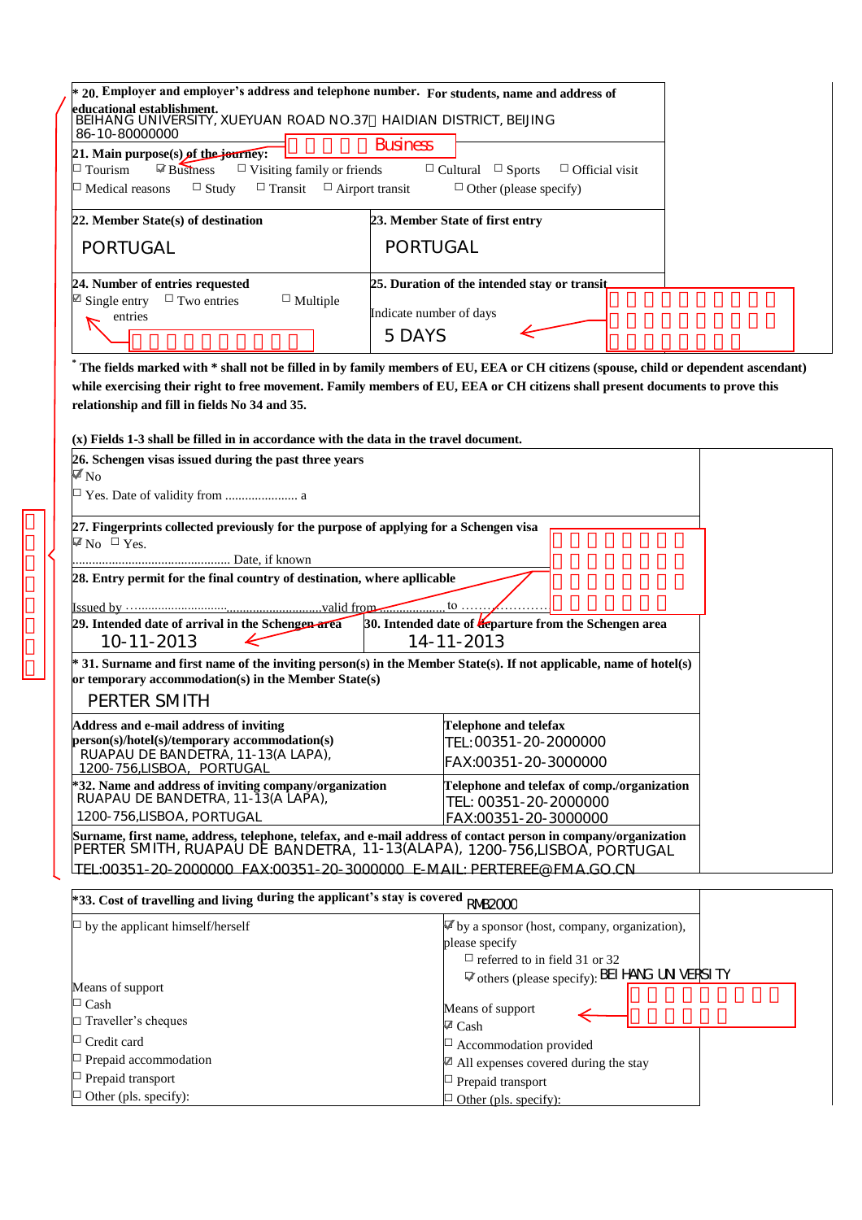**\* 20. Employer and employer's address and telephone number. For students, name and address of educational establishment.**

BEIHANG UNIVERSITY, XUEYUAN ROAD NO.37 HAIDIAN DISTRICT, BEIJING
86-10-80000000

Business

**21. Main purpose(s) of the journey:**

☐ Tourism ☑ Business ☐ Visiting family or friends ☐ Cultural ☐ Sports ☐ Official visit
☐ Medical reasons ☐ Study ☐ Transit ☐ Airport transit ☐ Other (please specify)

| **22. Member State(s) of destination** | **23. Member State of first entry** |
|---|---|
| PORTUGAL | PORTUGAL |

| **24. Number of entries requested** | **25. Duration of the intended stay or transit** |
|---|---|
| ☑ Single entry ☐ Two entries ☐ Multiple entries | Indicate number of days<br>5 DAYS |

**\* The fields marked with \* shall not be filled in by family members of EU, EEA or CH citizens (spouse, child or dependent ascendant) while exercising their right to free movement. Family members of EU, EEA or CH citizens shall present documents to prove this relationship and fill in fields No 34 and 35.**

**(x) Fields 1-3 shall be filled in in accordance with the data in the travel document.**

**26. Schengen visas issued during the past three years**

☑ No
☐ Yes. Date of validity from ...................... a

**27. Fingerprints collected previously for the purpose of applying for a Schengen visa**

☑ No ☐ Yes.
................................................ Date, if known

**28. Entry permit for the final country of destination, where applicable**

Issued by ..........................................................valid from.................. to ......................

| **29. Intended date of arrival in the Schengen area** | **30. Intended date of departure from the Schengen area** |
|---|---|
| 10-11-2013 | 14-11-2013 |

**\* 31. Surname and first name of the inviting person(s) in the Member State(s). If not applicable, name of hotel(s) or temporary accommodation(s) in the Member State(s)**

PERTER SMITH

| **Address and e-mail address of inviting person(s)/hotel(s)/temporary accommodation(s)** | **Telephone and telefax** |
|---|---|
| RUAPAU DE BANDETRA, 11-13(A LAPA), 1200-756,LISBOA, PORTUGAL | TEL:00351-20-2000000<br>FAX:00351-20-3000000 |
| **\*32. Name and address of inviting company/organization**<br>RUAPAU DE BANDETRA, 11-13(A LAPA), 1200-756,LISBOA, PORTUGAL | **Telephone and telefax of comp./organization**<br>TEL: 00351-20-2000000<br>FAX:00351-20-3000000 |

**Surname, first name, address, telephone, telefax, and e-mail address of contact person in company/organization**

PERTER SMITH, RUAPAU DE BANDETRA, 11-13(ALAPA), 1200-756,LISBOA, PORTUGAL
TEL:00351-20-2000000 FAX:00351-20-3000000 E-MAIL: PERTEREE@FMA.GO.CN

**\*33. Cost of travelling and living during the applicant's stay is covered** RMB2000

| | |
|---|---|
| ☐ by the applicant himself/herself | ☑ by a sponsor (host, company, organization), please specify<br>☐ referred to in field 31 or 32<br>☑ others (please specify): BEI HANG UNIVERSITY |
| Means of support<br>☐ Cash<br>☐ Traveller's cheques<br>☐ Credit card<br>☐ Prepaid accommodation<br>☐ Prepaid transport<br>☐ Other (pls. specify): | Means of support<br>☑ Cash<br>☐ Accommodation provided<br>☑ All expenses covered during the stay<br>☐ Prepaid transport<br>☐ Other (pls. specify): |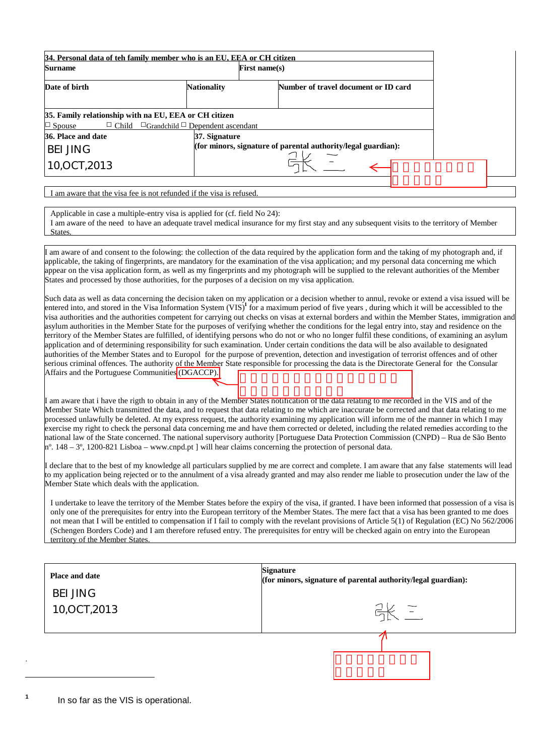| 34. Personal data of teh family member who is an EU, EEA or CH citizen | | |
| --- | --- | --- |
| Surname | First name(s) | |
| Date of birth | Nationality | Number of travel document or ID card |
| 35. Family relationship with na EU, EEA or CH citizen<br>☐ Spouse ☐ Child ☐Grandchild ☐ Dependent ascendant | | |
| 36. Place and date<br>BEI JING<br>10,OCT,2013 | 37. Signature<br>(for minors, signature of parental authority/legal guardian):<br>张三 | |

I am aware that the visa fee is not refunded if the visa is refused.

Applicable in case a multiple-entry visa is applied for (cf. field No 24):
I am aware of the need to have an adequate travel medical insurance for my first stay and any subsequent visits to the territory of Member States.

I am aware of and consent to the folowing: the collection of the data required by the application form and the taking of my photograph and, if applicable, the taking of fingerprints, are mandatory for the examination of the visa application; and my personal data concerning me which appear on the visa application form, as well as my fingerprints and my photograph will be supplied to the relevant authorities of the Member States and processed by those authorities, for the purposes of a decision on my visa application.

Such data as well as data concerning the decision taken on my application or a decision whether to annul, revoke or extend a visa issued will be entered into, and stored in the Visa Information System (VIS)[1] for a maximum period of five years , during which it will be accessibled to the visa authorities and the authorities competent for carrying out checks on visas at external borders and within the Member States, immigration and asylum authorities in the Member State for the purposes of verifying whether the conditions for the legal entry into, stay and residence on the territory of the Member States are fulfilled, of identifying persons who do not or who no longer fulfil these conditions, of examining an asylum application and of determining responsibility for such examination. Under certain conditions the data will be also available to designated authorities of the Member States and to Europol for the purpose of prevention, detection and investigation of terrorist offences and of other serious criminal offences. The authority of the Member State responsible for processing the data is the Directorate General for the Consular Affairs and the Portuguese Communities (DGACCP).

I am aware that i have the rigth to obtain in any of the Member States notification of the data relating to me recorded in the VIS and of the Member State Which transmitted the data, and to request that data relating to me which are inaccurate be corrected and that data relating to me processed unlawfully be deleted. At my express request, the authority examining my application will inform me of the manner in which I may exercise my right to check the personal data concerning me and have them corrected or deleted, including the related remedies according to the national law of the State concerned. The national supervisory authority [Portuguese Data Protection Commission (CNPD) – Rua de São Bento nº. 148 – 3º, 1200-821 Lisboa – www.cnpd.pt ] will hear claims concerning the protection of personal data.

I declare that to the best of my knowledge all particulars supplied by me are correct and complete. I am aware that any false statements will lead to my application being rejected or to the annulment of a visa already granted and may also render me liable to prosecution under the law of the Member State which deals with the application.

I undertake to leave the territory of the Member States before the expiry of the visa, if granted. I have been informed that possession of a visa is only one of the prerequisites for entry into the European territory of the Member States. The mere fact that a visa has been granted to me does not mean that I will be entitled to compensation if I fail to comply with the revelant provisions of Article 5(1) of Regulation (EC) No 562/2006 (Schengen Borders Code) and I am therefore refused entry. The prerequisites for entry will be checked again on entry into the European territory of the Member States.

| Place and date | Signature<br>(for minors, signature of parental authority/legal guardian): |
| --- | --- |
| BEI JING<br>10,OCT,2013 | 张三 |

[1] In so far as the VIS is operational.